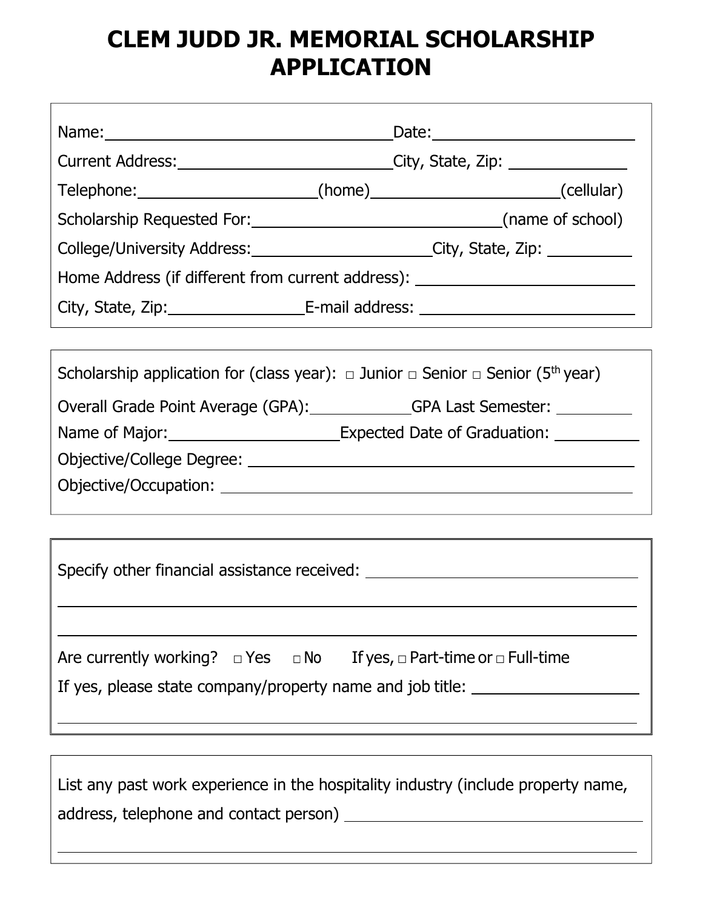# CLEM JUDD JR. MEMORIAL SCHOLARSHIP APPLICATION

Name: ______________________________ Date: ____________________

Current Address: ______________________ City, State, Zip: ____________

Telephone: __________________ (home) ____________________ (cellular)

Scholarship Requested For: __________________________ (name of school)

College/University Address: __________________ City, State, Zip: ________

Home Address (if different from current address): ______________________

City, State, Zip: ______________ E-mail address: ______________________

---

Scholarship application for (class year): □ Junior □ Senior □ Senior (5th year)

Overall Grade Point Average (GPA): __________ GPA Last Semester: ________

Name of Major: __________________ Expected Date of Graduation: ________

Objective/College Degree: ________________________________________

Objective/Occupation: ___________________________________________

---

Specify other financial assistance received: ____________________________

______________________________________________________________

______________________________________________________________

Are currently working? □ Yes □ No If yes, □ Part-time or □ Full-time

If yes, please state company/property name and job title: ________________

______________________________________________________________

---

List any past work experience in the hospitality industry (include property name, address, telephone and contact person) ______________________________

______________________________________________________________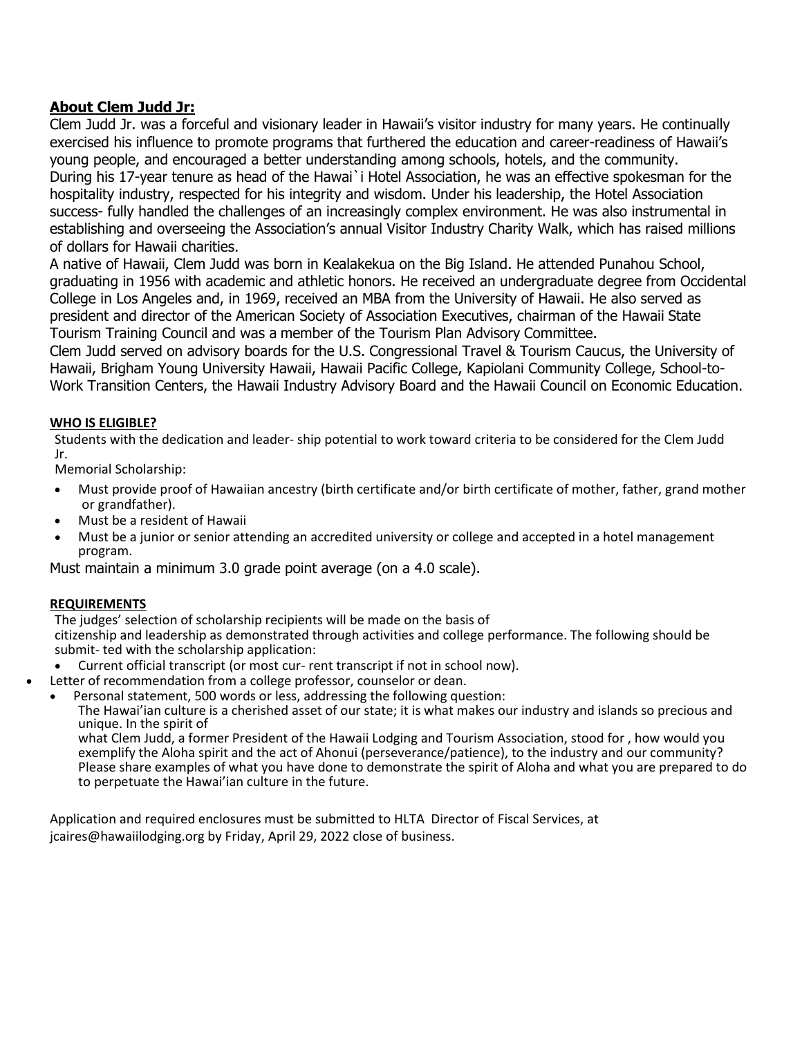## About Clem Judd Jr:

Clem Judd Jr. was a forceful and visionary leader in Hawaii's visitor industry for many years. He continually exercised his influence to promote programs that furthered the education and career-readiness of Hawaii's young people, and encouraged a better understanding among schools, hotels, and the community.
During his 17-year tenure as head of the Hawai`i Hotel Association, he was an effective spokesman for the hospitality industry, respected for his integrity and wisdom. Under his leadership, the Hotel Association success- fully handled the challenges of an increasingly complex environment. He was also instrumental in establishing and overseeing the Association's annual Visitor Industry Charity Walk, which has raised millions of dollars for Hawaii charities.
A native of Hawaii, Clem Judd was born in Kealakekua on the Big Island. He attended Punahou School, graduating in 1956 with academic and athletic honors. He received an undergraduate degree from Occidental College in Los Angeles and, in 1969, received an MBA from the University of Hawaii. He also served as president and director of the American Society of Association Executives, chairman of the Hawaii State Tourism Training Council and was a member of the Tourism Plan Advisory Committee.
Clem Judd served on advisory boards for the U.S. Congressional Travel & Tourism Caucus, the University of Hawaii, Brigham Young University Hawaii, Hawaii Pacific College, Kapiolani Community College, School-to-Work Transition Centers, the Hawaii Industry Advisory Board and the Hawaii Council on Economic Education.

**WHO IS ELIGIBLE?**

Students with the dedication and leader- ship potential to work toward criteria to be considered for the Clem Judd Jr.
Memorial Scholarship:

- Must provide proof of Hawaiian ancestry (birth certificate and/or birth certificate of mother, father, grand mother or grandfather).
- Must be a resident of Hawaii
- Must be a junior or senior attending an accredited university or college and accepted in a hotel management program.

Must maintain a minimum 3.0 grade point average (on a 4.0 scale).

**REQUIREMENTS**

The judges' selection of scholarship recipients will be made on the basis of
citizenship and leadership as demonstrated through activities and college performance. The following should be submit- ted with the scholarship application:

- Current official transcript (or most cur- rent transcript if not in school now).
- Letter of recommendation from a college professor, counselor or dean.
- Personal statement, 500 words or less, addressing the following question:
  The Hawai'ian culture is a cherished asset of our state; it is what makes our industry and islands so precious and unique. In the spirit of
  what Clem Judd, a former President of the Hawaii Lodging and Tourism Association, stood for , how would you exemplify the Aloha spirit and the act of Ahonui (perseverance/patience), to the industry and our community? Please share examples of what you have done to demonstrate the spirit of Aloha and what you are prepared to do to perpetuate the Hawai'ian culture in the future.

Application and required enclosures must be submitted to HLTA Director of Fiscal Services, at jcaires@hawaiilodging.org by Friday, April 29, 2022 close of business.